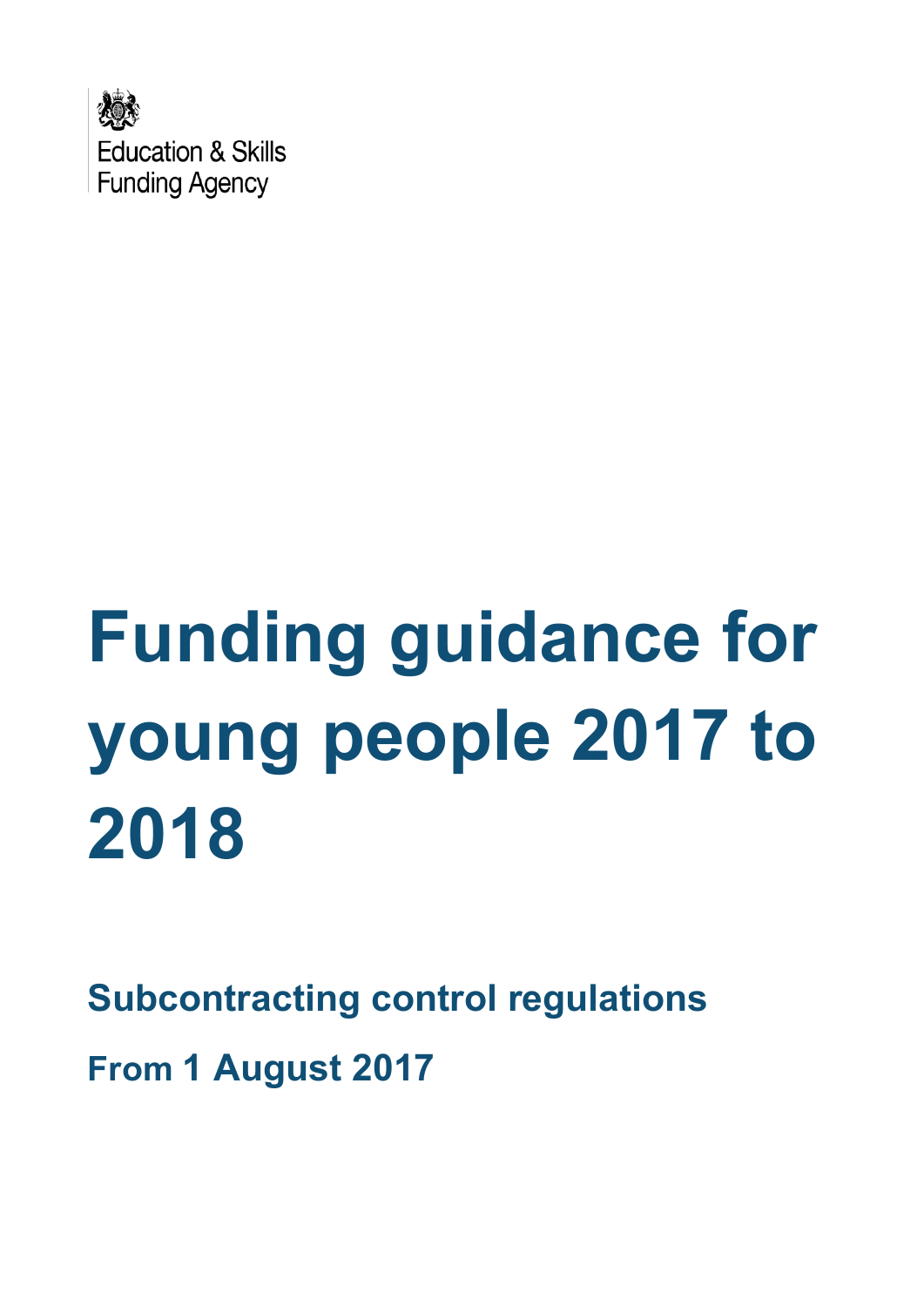Education & Skills Funding Agency

# Funding guidance for young people 2017 to 2018

## Subcontracting control regulations

## From 1 August 2017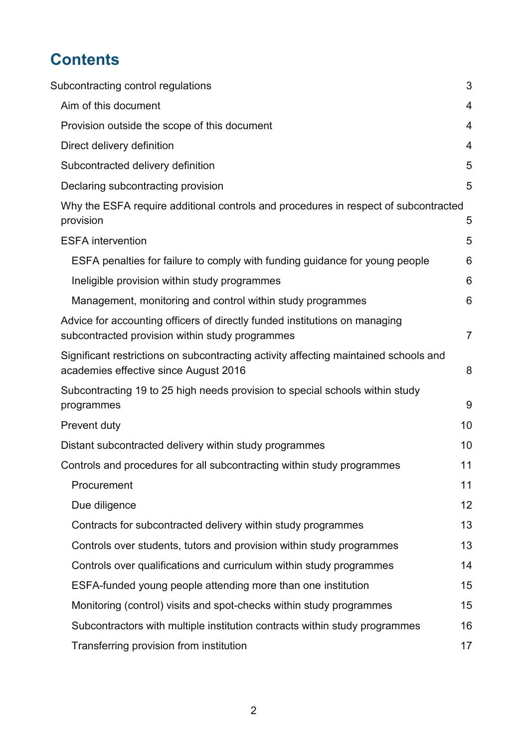# Contents

Subcontracting control regulations 3

- Aim of this document 4
- Provision outside the scope of this document 4
- Direct delivery definition 4
- Subcontracted delivery definition 5
- Declaring subcontracting provision 5
- Why the ESFA require additional controls and procedures in respect of subcontracted provision 5
- ESFA intervention 5
    - ESFA penalties for failure to comply with funding guidance for young people 6
    - Ineligible provision within study programmes 6
    - Management, monitoring and control within study programmes 6
- Advice for accounting officers of directly funded institutions on managing subcontracted provision within study programmes 7
- Significant restrictions on subcontracting activity affecting maintained schools and academies effective since August 2016 8
- Subcontracting 19 to 25 high needs provision to special schools within study programmes 9
- Prevent duty 10
- Distant subcontracted delivery within study programmes 10
- Controls and procedures for all subcontracting within study programmes 11
    - Procurement 11
    - Due diligence 12
    - Contracts for subcontracted delivery within study programmes 13
    - Controls over students, tutors and provision within study programmes 13
    - Controls over qualifications and curriculum within study programmes 14
    - ESFA-funded young people attending more than one institution 15
    - Monitoring (control) visits and spot-checks within study programmes 15
    - Subcontractors with multiple institution contracts within study programmes 16
    - Transferring provision from institution 17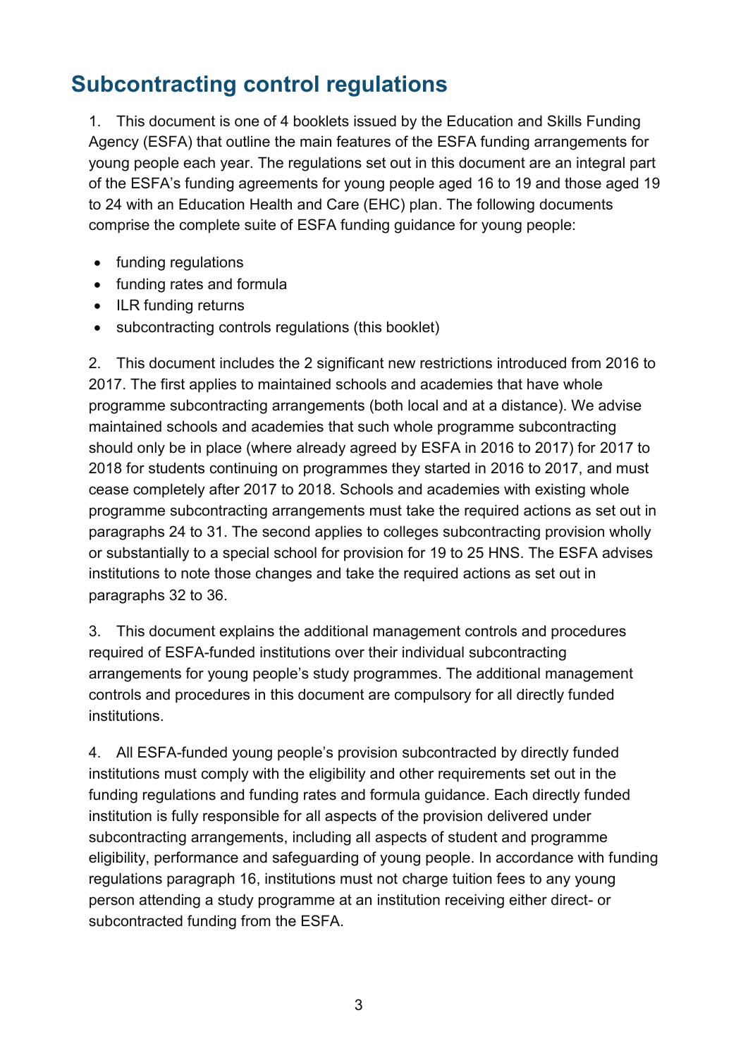## Subcontracting control regulations

1. This document is one of 4 booklets issued by the Education and Skills Funding Agency (ESFA) that outline the main features of the ESFA funding arrangements for young people each year. The regulations set out in this document are an integral part of the ESFA's funding agreements for young people aged 16 to 19 and those aged 19 to 24 with an Education Health and Care (EHC) plan. The following documents comprise the complete suite of ESFA funding guidance for young people:

- funding regulations
- funding rates and formula
- ILR funding returns
- subcontracting controls regulations (this booklet)

2. This document includes the 2 significant new restrictions introduced from 2016 to 2017. The first applies to maintained schools and academies that have whole programme subcontracting arrangements (both local and at a distance). We advise maintained schools and academies that such whole programme subcontracting should only be in place (where already agreed by ESFA in 2016 to 2017) for 2017 to 2018 for students continuing on programmes they started in 2016 to 2017, and must cease completely after 2017 to 2018. Schools and academies with existing whole programme subcontracting arrangements must take the required actions as set out in paragraphs 24 to 31. The second applies to colleges subcontracting provision wholly or substantially to a special school for provision for 19 to 25 HNS. The ESFA advises institutions to note those changes and take the required actions as set out in paragraphs 32 to 36.

3. This document explains the additional management controls and procedures required of ESFA-funded institutions over their individual subcontracting arrangements for young people's study programmes. The additional management controls and procedures in this document are compulsory for all directly funded institutions.

4. All ESFA-funded young people's provision subcontracted by directly funded institutions must comply with the eligibility and other requirements set out in the funding regulations and funding rates and formula guidance. Each directly funded institution is fully responsible for all aspects of the provision delivered under subcontracting arrangements, including all aspects of student and programme eligibility, performance and safeguarding of young people. In accordance with funding regulations paragraph 16, institutions must not charge tuition fees to any young person attending a study programme at an institution receiving either direct- or subcontracted funding from the ESFA.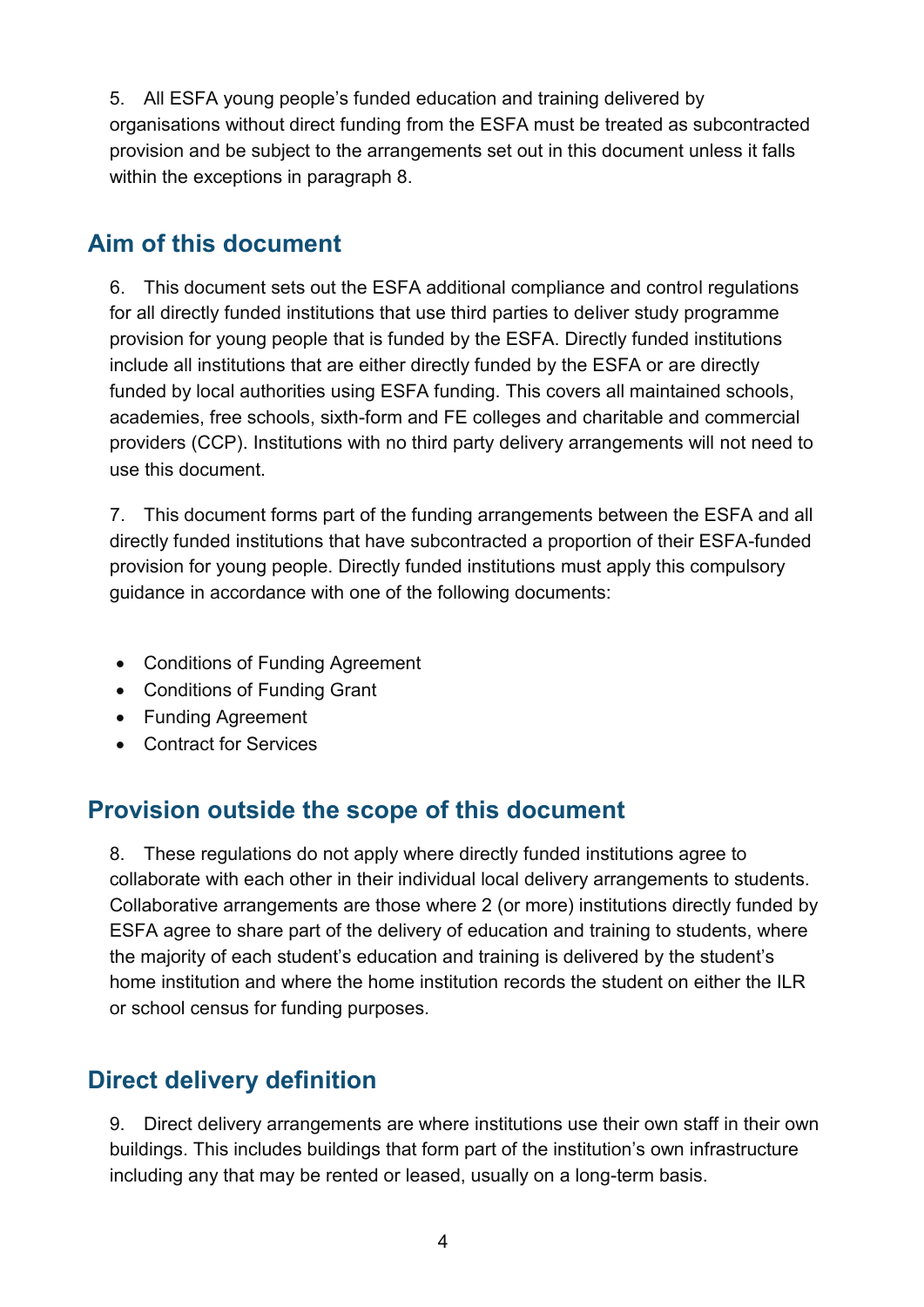5. All ESFA young people's funded education and training delivered by organisations without direct funding from the ESFA must be treated as subcontracted provision and be subject to the arrangements set out in this document unless it falls within the exceptions in paragraph 8.

## Aim of this document

6. This document sets out the ESFA additional compliance and control regulations for all directly funded institutions that use third parties to deliver study programme provision for young people that is funded by the ESFA. Directly funded institutions include all institutions that are either directly funded by the ESFA or are directly funded by local authorities using ESFA funding. This covers all maintained schools, academies, free schools, sixth-form and FE colleges and charitable and commercial providers (CCP). Institutions with no third party delivery arrangements will not need to use this document.

7. This document forms part of the funding arrangements between the ESFA and all directly funded institutions that have subcontracted a proportion of their ESFA-funded provision for young people. Directly funded institutions must apply this compulsory guidance in accordance with one of the following documents:

- Conditions of Funding Agreement
- Conditions of Funding Grant
- Funding Agreement
- Contract for Services

## Provision outside the scope of this document

8. These regulations do not apply where directly funded institutions agree to collaborate with each other in their individual local delivery arrangements to students. Collaborative arrangements are those where 2 (or more) institutions directly funded by ESFA agree to share part of the delivery of education and training to students, where the majority of each student's education and training is delivered by the student's home institution and where the home institution records the student on either the ILR or school census for funding purposes.

## Direct delivery definition

9. Direct delivery arrangements are where institutions use their own staff in their own buildings. This includes buildings that form part of the institution's own infrastructure including any that may be rented or leased, usually on a long-term basis.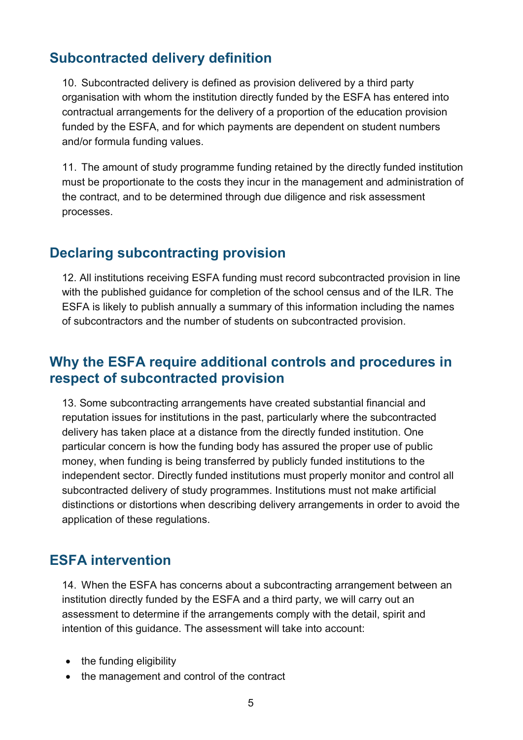## Subcontracted delivery definition

10. Subcontracted delivery is defined as provision delivered by a third party organisation with whom the institution directly funded by the ESFA has entered into contractual arrangements for the delivery of a proportion of the education provision funded by the ESFA, and for which payments are dependent on student numbers and/or formula funding values.

11. The amount of study programme funding retained by the directly funded institution must be proportionate to the costs they incur in the management and administration of the contract, and to be determined through due diligence and risk assessment processes.

## Declaring subcontracting provision

12. All institutions receiving ESFA funding must record subcontracted provision in line with the published guidance for completion of the school census and of the ILR. The ESFA is likely to publish annually a summary of this information including the names of subcontractors and the number of students on subcontracted provision.

## Why the ESFA require additional controls and procedures in respect of subcontracted provision

13. Some subcontracting arrangements have created substantial financial and reputation issues for institutions in the past, particularly where the subcontracted delivery has taken place at a distance from the directly funded institution. One particular concern is how the funding body has assured the proper use of public money, when funding is being transferred by publicly funded institutions to the independent sector. Directly funded institutions must properly monitor and control all subcontracted delivery of study programmes. Institutions must not make artificial distinctions or distortions when describing delivery arrangements in order to avoid the application of these regulations.

## ESFA intervention

14. When the ESFA has concerns about a subcontracting arrangement between an institution directly funded by the ESFA and a third party, we will carry out an assessment to determine if the arrangements comply with the detail, spirit and intention of this guidance. The assessment will take into account:

- the funding eligibility
- the management and control of the contract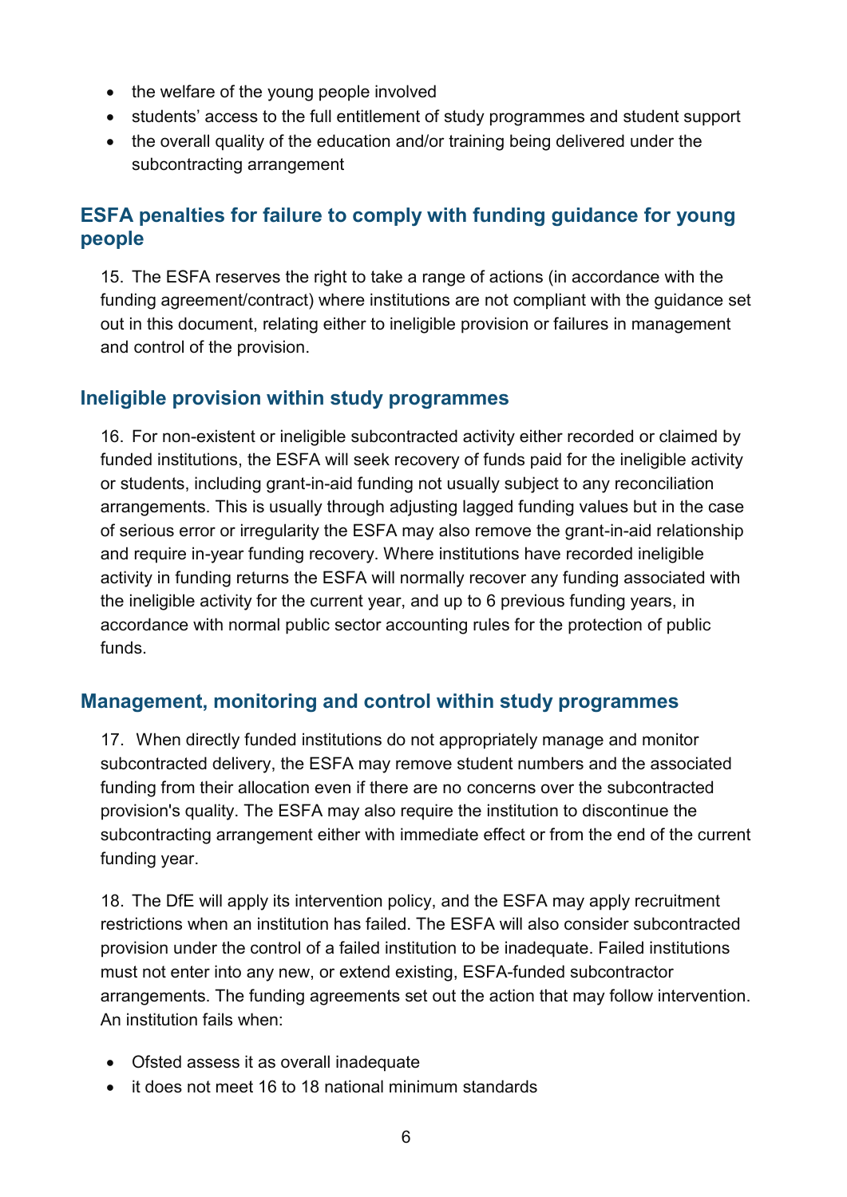- the welfare of the young people involved
- students' access to the full entitlement of study programmes and student support
- the overall quality of the education and/or training being delivered under the subcontracting arrangement

## ESFA penalties for failure to comply with funding guidance for young people

15. The ESFA reserves the right to take a range of actions (in accordance with the funding agreement/contract) where institutions are not compliant with the guidance set out in this document, relating either to ineligible provision or failures in management and control of the provision.

## Ineligible provision within study programmes

16. For non-existent or ineligible subcontracted activity either recorded or claimed by funded institutions, the ESFA will seek recovery of funds paid for the ineligible activity or students, including grant-in-aid funding not usually subject to any reconciliation arrangements. This is usually through adjusting lagged funding values but in the case of serious error or irregularity the ESFA may also remove the grant-in-aid relationship and require in-year funding recovery. Where institutions have recorded ineligible activity in funding returns the ESFA will normally recover any funding associated with the ineligible activity for the current year, and up to 6 previous funding years, in accordance with normal public sector accounting rules for the protection of public funds.

## Management, monitoring and control within study programmes

17. When directly funded institutions do not appropriately manage and monitor subcontracted delivery, the ESFA may remove student numbers and the associated funding from their allocation even if there are no concerns over the subcontracted provision's quality. The ESFA may also require the institution to discontinue the subcontracting arrangement either with immediate effect or from the end of the current funding year.

18. The DfE will apply its intervention policy, and the ESFA may apply recruitment restrictions when an institution has failed. The ESFA will also consider subcontracted provision under the control of a failed institution to be inadequate. Failed institutions must not enter into any new, or extend existing, ESFA-funded subcontractor arrangements. The funding agreements set out the action that may follow intervention. An institution fails when:

- Ofsted assess it as overall inadequate
- it does not meet 16 to 18 national minimum standards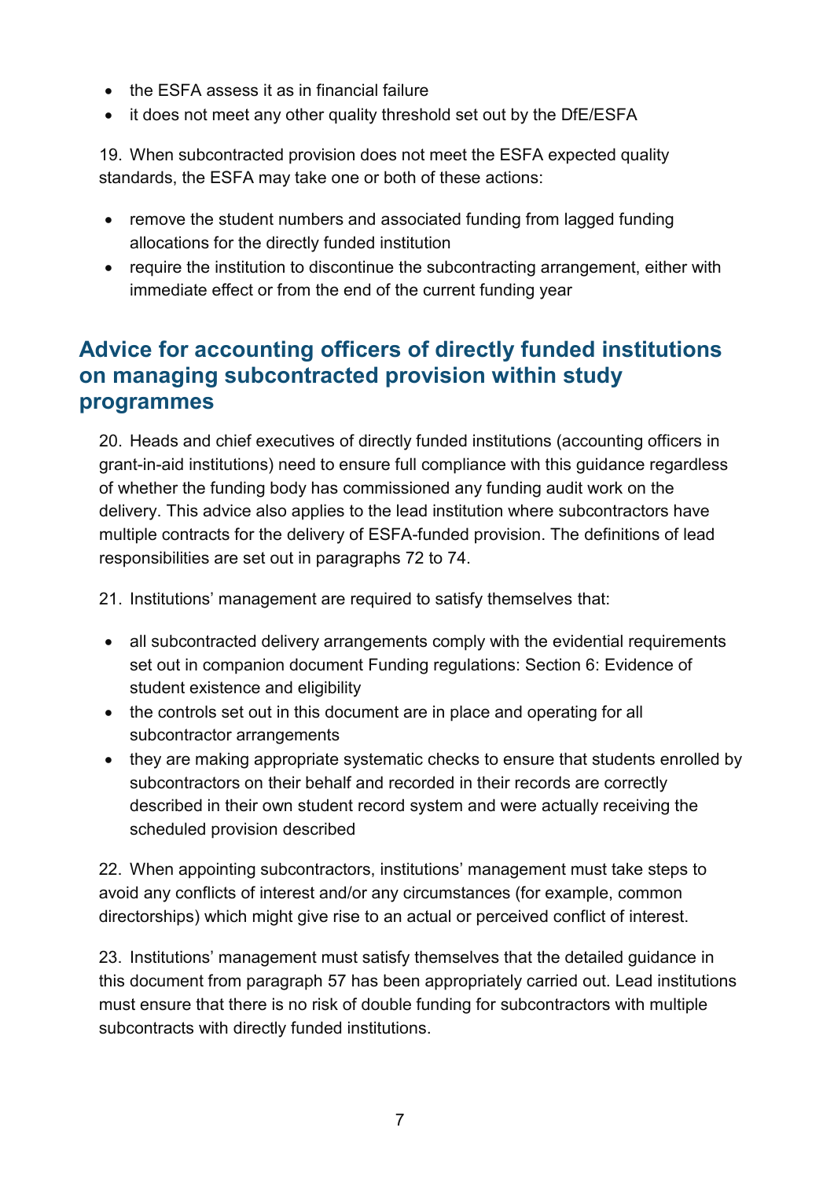- the ESFA assess it as in financial failure
- it does not meet any other quality threshold set out by the DfE/ESFA

19. When subcontracted provision does not meet the ESFA expected quality standards, the ESFA may take one or both of these actions:

- remove the student numbers and associated funding from lagged funding allocations for the directly funded institution
- require the institution to discontinue the subcontracting arrangement, either with immediate effect or from the end of the current funding year

## Advice for accounting officers of directly funded institutions on managing subcontracted provision within study programmes

20. Heads and chief executives of directly funded institutions (accounting officers in grant-in-aid institutions) need to ensure full compliance with this guidance regardless of whether the funding body has commissioned any funding audit work on the delivery. This advice also applies to the lead institution where subcontractors have multiple contracts for the delivery of ESFA-funded provision. The definitions of lead responsibilities are set out in paragraphs 72 to 74.

21. Institutions' management are required to satisfy themselves that:

- all subcontracted delivery arrangements comply with the evidential requirements set out in companion document Funding regulations: Section 6: Evidence of student existence and eligibility
- the controls set out in this document are in place and operating for all subcontractor arrangements
- they are making appropriate systematic checks to ensure that students enrolled by subcontractors on their behalf and recorded in their records are correctly described in their own student record system and were actually receiving the scheduled provision described

22. When appointing subcontractors, institutions' management must take steps to avoid any conflicts of interest and/or any circumstances (for example, common directorships) which might give rise to an actual or perceived conflict of interest.

23. Institutions' management must satisfy themselves that the detailed guidance in this document from paragraph 57 has been appropriately carried out. Lead institutions must ensure that there is no risk of double funding for subcontractors with multiple subcontracts with directly funded institutions.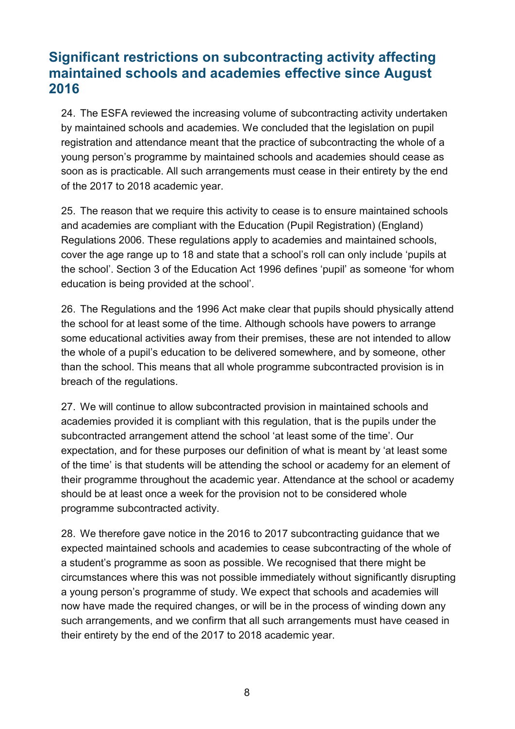## Significant restrictions on subcontracting activity affecting maintained schools and academies effective since August 2016

24. The ESFA reviewed the increasing volume of subcontracting activity undertaken by maintained schools and academies. We concluded that the legislation on pupil registration and attendance meant that the practice of subcontracting the whole of a young person's programme by maintained schools and academies should cease as soon as is practicable. All such arrangements must cease in their entirety by the end of the 2017 to 2018 academic year.

25. The reason that we require this activity to cease is to ensure maintained schools and academies are compliant with the Education (Pupil Registration) (England) Regulations 2006. These regulations apply to academies and maintained schools, cover the age range up to 18 and state that a school's roll can only include 'pupils at the school'. Section 3 of the Education Act 1996 defines 'pupil' as someone 'for whom education is being provided at the school'.

26. The Regulations and the 1996 Act make clear that pupils should physically attend the school for at least some of the time. Although schools have powers to arrange some educational activities away from their premises, these are not intended to allow the whole of a pupil's education to be delivered somewhere, and by someone, other than the school. This means that all whole programme subcontracted provision is in breach of the regulations.

27. We will continue to allow subcontracted provision in maintained schools and academies provided it is compliant with this regulation, that is the pupils under the subcontracted arrangement attend the school 'at least some of the time'. Our expectation, and for these purposes our definition of what is meant by 'at least some of the time' is that students will be attending the school or academy for an element of their programme throughout the academic year. Attendance at the school or academy should be at least once a week for the provision not to be considered whole programme subcontracted activity.

28. We therefore gave notice in the 2016 to 2017 subcontracting guidance that we expected maintained schools and academies to cease subcontracting of the whole of a student's programme as soon as possible. We recognised that there might be circumstances where this was not possible immediately without significantly disrupting a young person's programme of study. We expect that schools and academies will now have made the required changes, or will be in the process of winding down any such arrangements, and we confirm that all such arrangements must have ceased in their entirety by the end of the 2017 to 2018 academic year.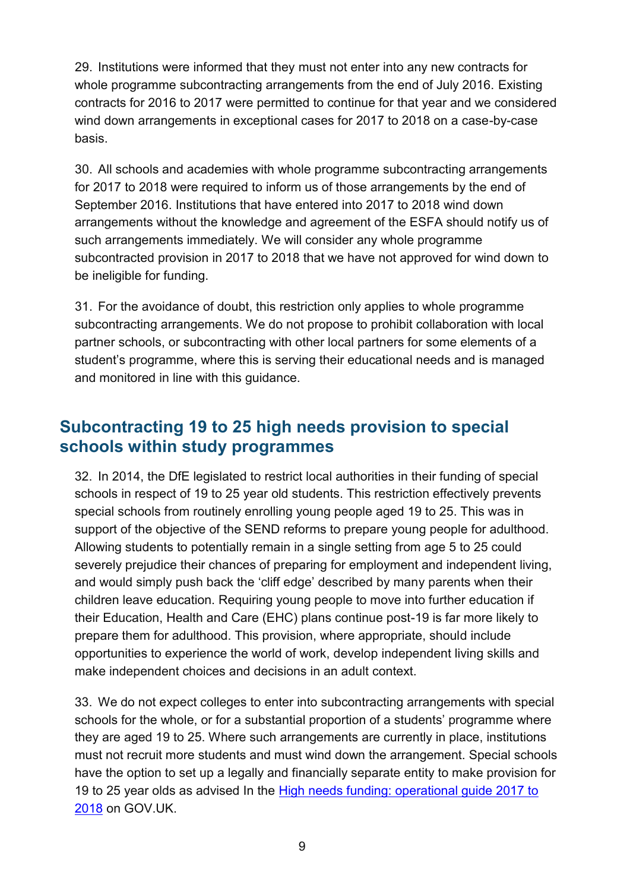29. Institutions were informed that they must not enter into any new contracts for whole programme subcontracting arrangements from the end of July 2016. Existing contracts for 2016 to 2017 were permitted to continue for that year and we considered wind down arrangements in exceptional cases for 2017 to 2018 on a case-by-case basis.

30. All schools and academies with whole programme subcontracting arrangements for 2017 to 2018 were required to inform us of those arrangements by the end of September 2016. Institutions that have entered into 2017 to 2018 wind down arrangements without the knowledge and agreement of the ESFA should notify us of such arrangements immediately. We will consider any whole programme subcontracted provision in 2017 to 2018 that we have not approved for wind down to be ineligible for funding.

31. For the avoidance of doubt, this restriction only applies to whole programme subcontracting arrangements. We do not propose to prohibit collaboration with local partner schools, or subcontracting with other local partners for some elements of a student's programme, where this is serving their educational needs and is managed and monitored in line with this guidance.

## Subcontracting 19 to 25 high needs provision to special schools within study programmes

32. In 2014, the DfE legislated to restrict local authorities in their funding of special schools in respect of 19 to 25 year old students. This restriction effectively prevents special schools from routinely enrolling young people aged 19 to 25. This was in support of the objective of the SEND reforms to prepare young people for adulthood. Allowing students to potentially remain in a single setting from age 5 to 25 could severely prejudice their chances of preparing for employment and independent living, and would simply push back the 'cliff edge' described by many parents when their children leave education. Requiring young people to move into further education if their Education, Health and Care (EHC) plans continue post-19 is far more likely to prepare them for adulthood. This provision, where appropriate, should include opportunities to experience the world of work, develop independent living skills and make independent choices and decisions in an adult context.

33. We do not expect colleges to enter into subcontracting arrangements with special schools for the whole, or for a substantial proportion of a students' programme where they are aged 19 to 25. Where such arrangements are currently in place, institutions must not recruit more students and must wind down the arrangement. Special schools have the option to set up a legally and financially separate entity to make provision for 19 to 25 year olds as advised In the [High needs funding: operational guide 2017 to 2018](#) on GOV.UK.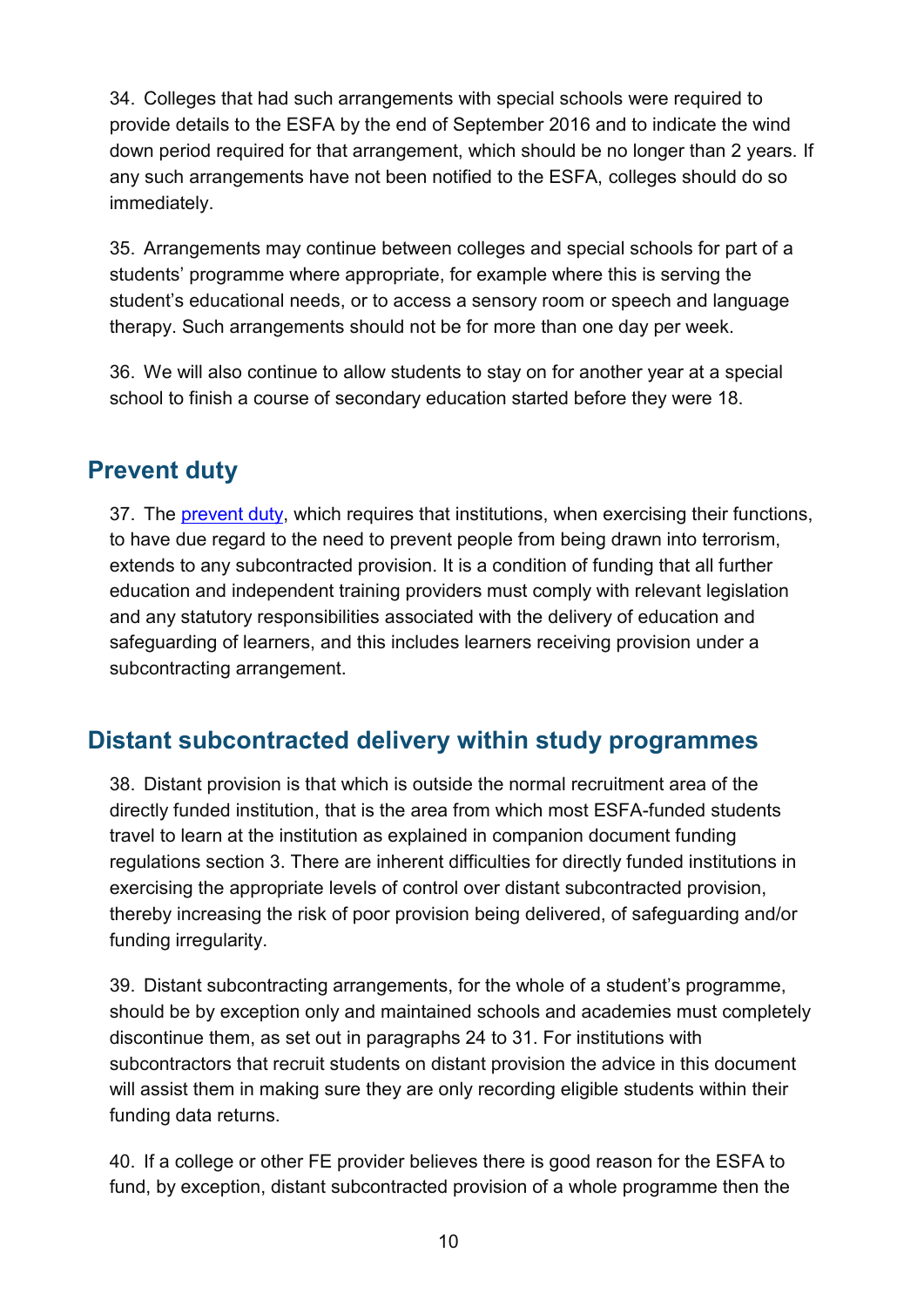34. Colleges that had such arrangements with special schools were required to provide details to the ESFA by the end of September 2016 and to indicate the wind down period required for that arrangement, which should be no longer than 2 years. If any such arrangements have not been notified to the ESFA, colleges should do so immediately.

35. Arrangements may continue between colleges and special schools for part of a students' programme where appropriate, for example where this is serving the student's educational needs, or to access a sensory room or speech and language therapy. Such arrangements should not be for more than one day per week.

36. We will also continue to allow students to stay on for another year at a special school to finish a course of secondary education started before they were 18.

## Prevent duty

37. The prevent duty, which requires that institutions, when exercising their functions, to have due regard to the need to prevent people from being drawn into terrorism, extends to any subcontracted provision. It is a condition of funding that all further education and independent training providers must comply with relevant legislation and any statutory responsibilities associated with the delivery of education and safeguarding of learners, and this includes learners receiving provision under a subcontracting arrangement.

## Distant subcontracted delivery within study programmes

38. Distant provision is that which is outside the normal recruitment area of the directly funded institution, that is the area from which most ESFA-funded students travel to learn at the institution as explained in companion document funding regulations section 3. There are inherent difficulties for directly funded institutions in exercising the appropriate levels of control over distant subcontracted provision, thereby increasing the risk of poor provision being delivered, of safeguarding and/or funding irregularity.

39. Distant subcontracting arrangements, for the whole of a student's programme, should be by exception only and maintained schools and academies must completely discontinue them, as set out in paragraphs 24 to 31. For institutions with subcontractors that recruit students on distant provision the advice in this document will assist them in making sure they are only recording eligible students within their funding data returns.

40. If a college or other FE provider believes there is good reason for the ESFA to fund, by exception, distant subcontracted provision of a whole programme then the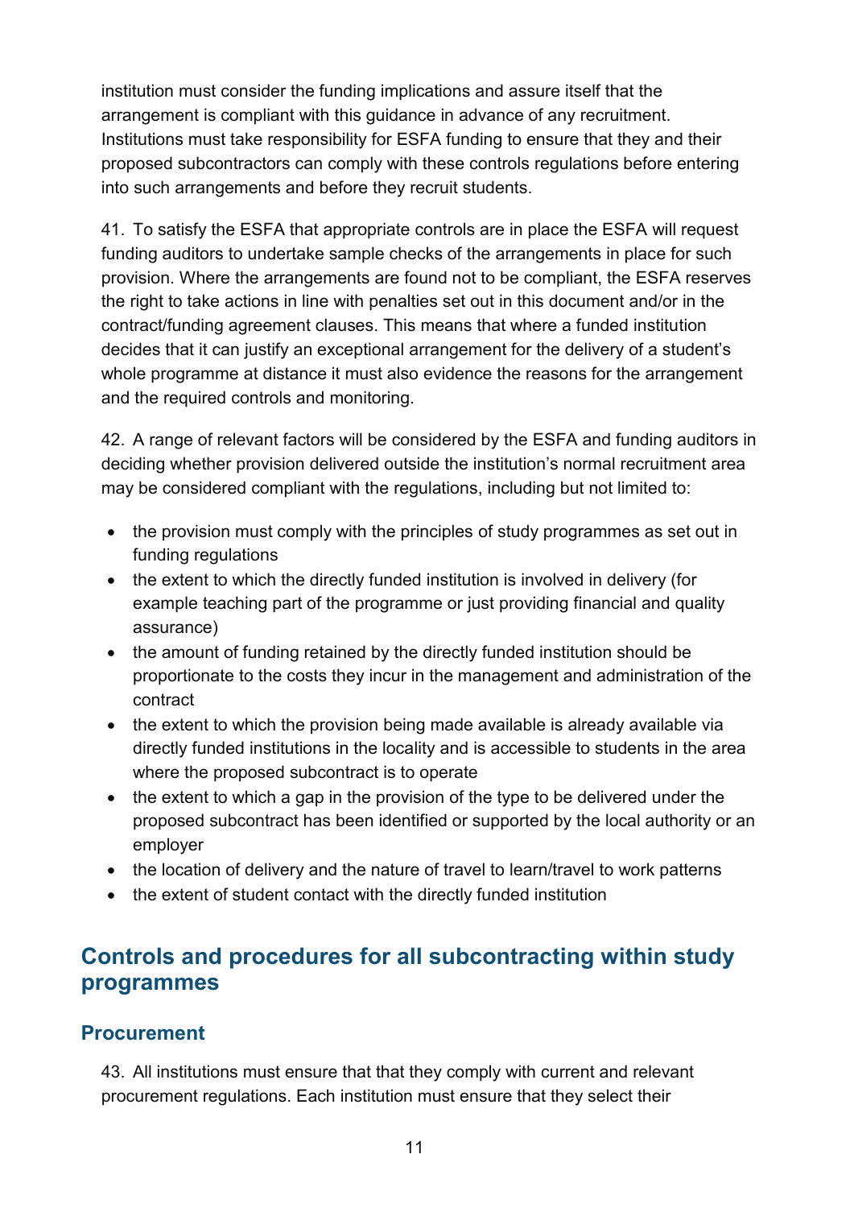institution must consider the funding implications and assure itself that the arrangement is compliant with this guidance in advance of any recruitment. Institutions must take responsibility for ESFA funding to ensure that they and their proposed subcontractors can comply with these controls regulations before entering into such arrangements and before they recruit students.

41. To satisfy the ESFA that appropriate controls are in place the ESFA will request funding auditors to undertake sample checks of the arrangements in place for such provision. Where the arrangements are found not to be compliant, the ESFA reserves the right to take actions in line with penalties set out in this document and/or in the contract/funding agreement clauses. This means that where a funded institution decides that it can justify an exceptional arrangement for the delivery of a student's whole programme at distance it must also evidence the reasons for the arrangement and the required controls and monitoring.

42. A range of relevant factors will be considered by the ESFA and funding auditors in deciding whether provision delivered outside the institution's normal recruitment area may be considered compliant with the regulations, including but not limited to:

- the provision must comply with the principles of study programmes as set out in funding regulations
- the extent to which the directly funded institution is involved in delivery (for example teaching part of the programme or just providing financial and quality assurance)
- the amount of funding retained by the directly funded institution should be proportionate to the costs they incur in the management and administration of the contract
- the extent to which the provision being made available is already available via directly funded institutions in the locality and is accessible to students in the area where the proposed subcontract is to operate
- the extent to which a gap in the provision of the type to be delivered under the proposed subcontract has been identified or supported by the local authority or an employer
- the location of delivery and the nature of travel to learn/travel to work patterns
- the extent of student contact with the directly funded institution

## Controls and procedures for all subcontracting within study programmes

### Procurement

43. All institutions must ensure that that they comply with current and relevant procurement regulations. Each institution must ensure that they select their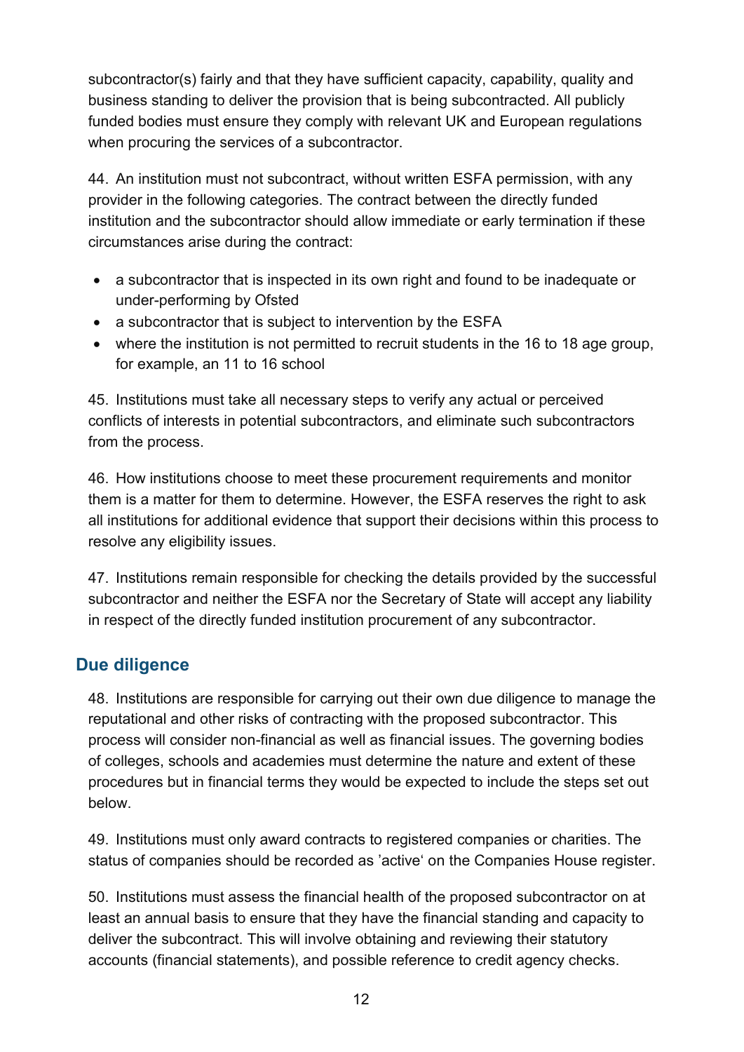subcontractor(s) fairly and that they have sufficient capacity, capability, quality and business standing to deliver the provision that is being subcontracted. All publicly funded bodies must ensure they comply with relevant UK and European regulations when procuring the services of a subcontractor.

44. An institution must not subcontract, without written ESFA permission, with any provider in the following categories. The contract between the directly funded institution and the subcontractor should allow immediate or early termination if these circumstances arise during the contract:

- a subcontractor that is inspected in its own right and found to be inadequate or under-performing by Ofsted
- a subcontractor that is subject to intervention by the ESFA
- where the institution is not permitted to recruit students in the 16 to 18 age group, for example, an 11 to 16 school

45. Institutions must take all necessary steps to verify any actual or perceived conflicts of interests in potential subcontractors, and eliminate such subcontractors from the process.

46. How institutions choose to meet these procurement requirements and monitor them is a matter for them to determine. However, the ESFA reserves the right to ask all institutions for additional evidence that support their decisions within this process to resolve any eligibility issues.

47. Institutions remain responsible for checking the details provided by the successful subcontractor and neither the ESFA nor the Secretary of State will accept any liability in respect of the directly funded institution procurement of any subcontractor.

## Due diligence

48. Institutions are responsible for carrying out their own due diligence to manage the reputational and other risks of contracting with the proposed subcontractor. This process will consider non-financial as well as financial issues. The governing bodies of colleges, schools and academies must determine the nature and extent of these procedures but in financial terms they would be expected to include the steps set out below.

49. Institutions must only award contracts to registered companies or charities. The status of companies should be recorded as 'active' on the Companies House register.

50. Institutions must assess the financial health of the proposed subcontractor on at least an annual basis to ensure that they have the financial standing and capacity to deliver the subcontract. This will involve obtaining and reviewing their statutory accounts (financial statements), and possible reference to credit agency checks.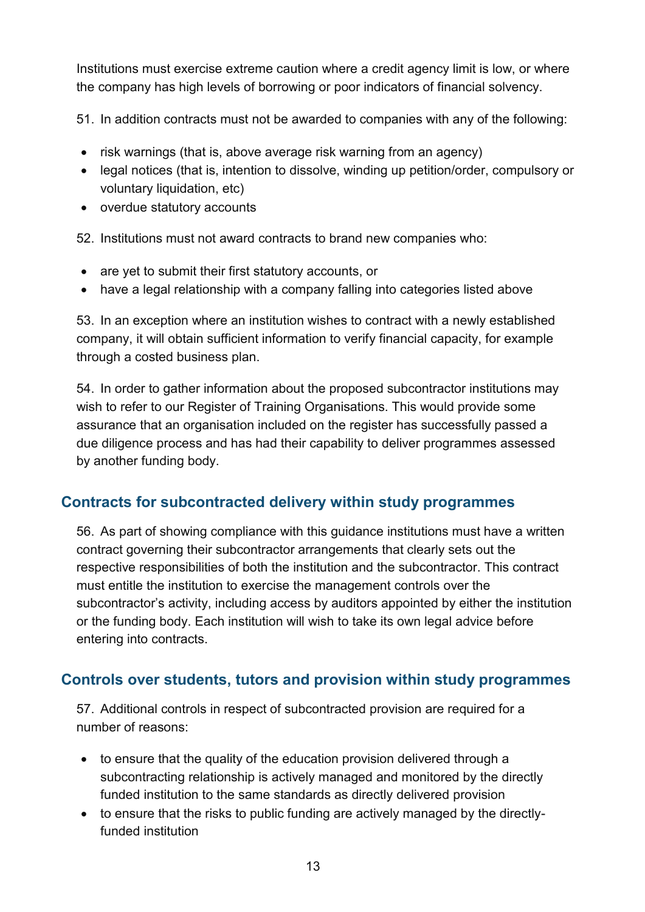Institutions must exercise extreme caution where a credit agency limit is low, or where the company has high levels of borrowing or poor indicators of financial solvency.

51. In addition contracts must not be awarded to companies with any of the following:

- risk warnings (that is, above average risk warning from an agency)
- legal notices (that is, intention to dissolve, winding up petition/order, compulsory or voluntary liquidation, etc)
- overdue statutory accounts

52. Institutions must not award contracts to brand new companies who:

- are yet to submit their first statutory accounts, or
- have a legal relationship with a company falling into categories listed above

53. In an exception where an institution wishes to contract with a newly established company, it will obtain sufficient information to verify financial capacity, for example through a costed business plan.

54. In order to gather information about the proposed subcontractor institutions may wish to refer to our Register of Training Organisations. This would provide some assurance that an organisation included on the register has successfully passed a due diligence process and has had their capability to deliver programmes assessed by another funding body.

## Contracts for subcontracted delivery within study programmes

56. As part of showing compliance with this guidance institutions must have a written contract governing their subcontractor arrangements that clearly sets out the respective responsibilities of both the institution and the subcontractor. This contract must entitle the institution to exercise the management controls over the subcontractor's activity, including access by auditors appointed by either the institution or the funding body. Each institution will wish to take its own legal advice before entering into contracts.

## Controls over students, tutors and provision within study programmes

57. Additional controls in respect of subcontracted provision are required for a number of reasons:

- to ensure that the quality of the education provision delivered through a subcontracting relationship is actively managed and monitored by the directly funded institution to the same standards as directly delivered provision
- to ensure that the risks to public funding are actively managed by the directly-funded institution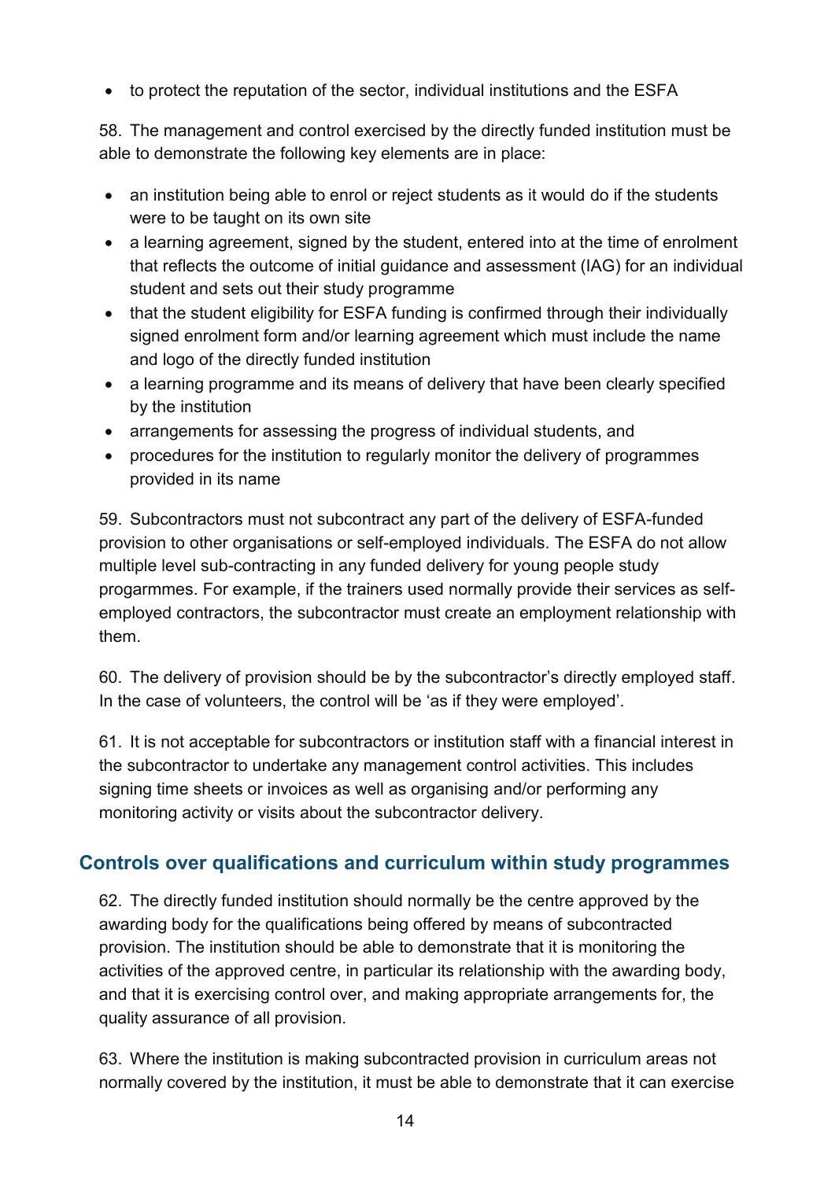- to protect the reputation of the sector, individual institutions and the ESFA

58. The management and control exercised by the directly funded institution must be able to demonstrate the following key elements are in place:

- an institution being able to enrol or reject students as it would do if the students were to be taught on its own site
- a learning agreement, signed by the student, entered into at the time of enrolment that reflects the outcome of initial guidance and assessment (IAG) for an individual student and sets out their study programme
- that the student eligibility for ESFA funding is confirmed through their individually signed enrolment form and/or learning agreement which must include the name and logo of the directly funded institution
- a learning programme and its means of delivery that have been clearly specified by the institution
- arrangements for assessing the progress of individual students, and
- procedures for the institution to regularly monitor the delivery of programmes provided in its name

59. Subcontractors must not subcontract any part of the delivery of ESFA-funded provision to other organisations or self-employed individuals. The ESFA do not allow multiple level sub-contracting in any funded delivery for young people study progarmmes. For example, if the trainers used normally provide their services as self-employed contractors, the subcontractor must create an employment relationship with them.

60. The delivery of provision should be by the subcontractor's directly employed staff. In the case of volunteers, the control will be 'as if they were employed'.

61. It is not acceptable for subcontractors or institution staff with a financial interest in the subcontractor to undertake any management control activities. This includes signing time sheets or invoices as well as organising and/or performing any monitoring activity or visits about the subcontractor delivery.

## Controls over qualifications and curriculum within study programmes

62. The directly funded institution should normally be the centre approved by the awarding body for the qualifications being offered by means of subcontracted provision. The institution should be able to demonstrate that it is monitoring the activities of the approved centre, in particular its relationship with the awarding body, and that it is exercising control over, and making appropriate arrangements for, the quality assurance of all provision.

63. Where the institution is making subcontracted provision in curriculum areas not normally covered by the institution, it must be able to demonstrate that it can exercise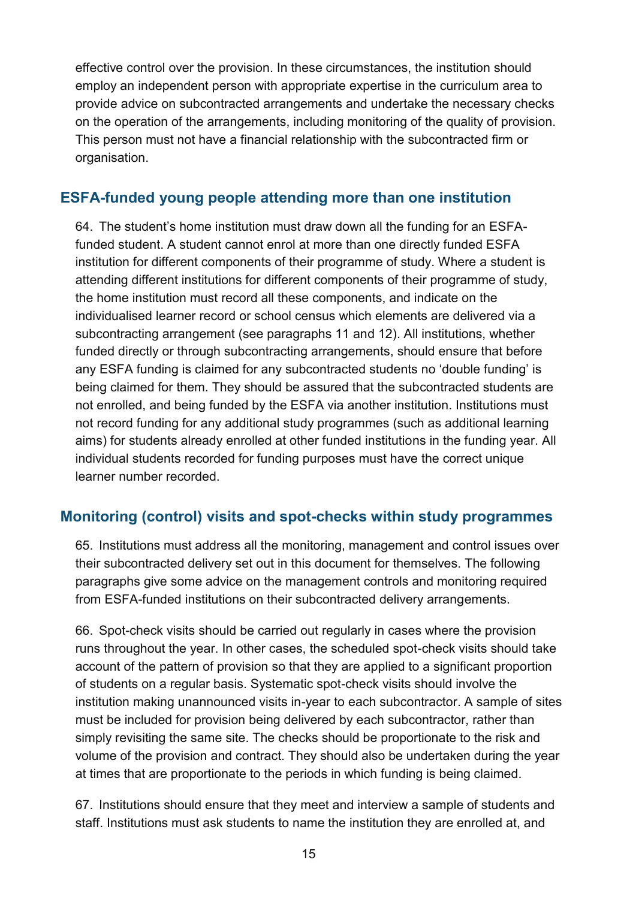effective control over the provision. In these circumstances, the institution should employ an independent person with appropriate expertise in the curriculum area to provide advice on subcontracted arrangements and undertake the necessary checks on the operation of the arrangements, including monitoring of the quality of provision. This person must not have a financial relationship with the subcontracted firm or organisation.

## ESFA-funded young people attending more than one institution

64. The student's home institution must draw down all the funding for an ESFA-funded student. A student cannot enrol at more than one directly funded ESFA institution for different components of their programme of study. Where a student is attending different institutions for different components of their programme of study, the home institution must record all these components, and indicate on the individualised learner record or school census which elements are delivered via a subcontracting arrangement (see paragraphs 11 and 12). All institutions, whether funded directly or through subcontracting arrangements, should ensure that before any ESFA funding is claimed for any subcontracted students no 'double funding' is being claimed for them. They should be assured that the subcontracted students are not enrolled, and being funded by the ESFA via another institution. Institutions must not record funding for any additional study programmes (such as additional learning aims) for students already enrolled at other funded institutions in the funding year. All individual students recorded for funding purposes must have the correct unique learner number recorded.

## Monitoring (control) visits and spot-checks within study programmes

65. Institutions must address all the monitoring, management and control issues over their subcontracted delivery set out in this document for themselves. The following paragraphs give some advice on the management controls and monitoring required from ESFA-funded institutions on their subcontracted delivery arrangements.

66. Spot-check visits should be carried out regularly in cases where the provision runs throughout the year. In other cases, the scheduled spot-check visits should take account of the pattern of provision so that they are applied to a significant proportion of students on a regular basis. Systematic spot-check visits should involve the institution making unannounced visits in-year to each subcontractor. A sample of sites must be included for provision being delivered by each subcontractor, rather than simply revisiting the same site. The checks should be proportionate to the risk and volume of the provision and contract. They should also be undertaken during the year at times that are proportionate to the periods in which funding is being claimed.

67. Institutions should ensure that they meet and interview a sample of students and staff. Institutions must ask students to name the institution they are enrolled at, and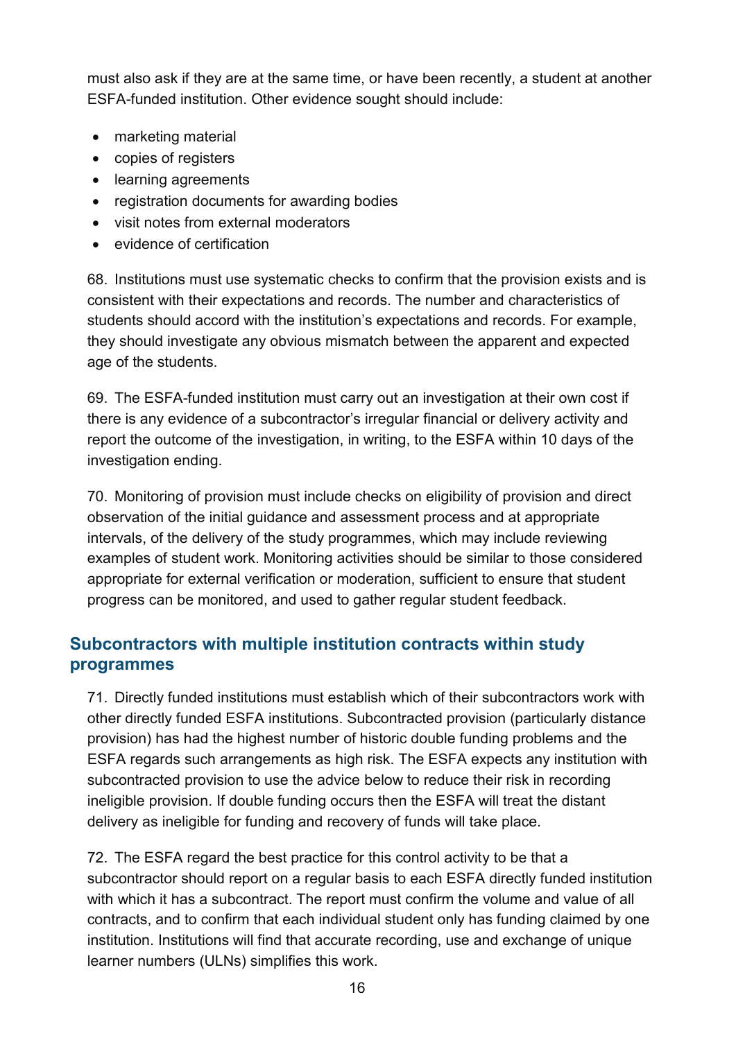must also ask if they are at the same time, or have been recently, a student at another ESFA-funded institution. Other evidence sought should include:

- marketing material
- copies of registers
- learning agreements
- registration documents for awarding bodies
- visit notes from external moderators
- evidence of certification

68. Institutions must use systematic checks to confirm that the provision exists and is consistent with their expectations and records. The number and characteristics of students should accord with the institution's expectations and records. For example, they should investigate any obvious mismatch between the apparent and expected age of the students.

69. The ESFA-funded institution must carry out an investigation at their own cost if there is any evidence of a subcontractor's irregular financial or delivery activity and report the outcome of the investigation, in writing, to the ESFA within 10 days of the investigation ending.

70. Monitoring of provision must include checks on eligibility of provision and direct observation of the initial guidance and assessment process and at appropriate intervals, of the delivery of the study programmes, which may include reviewing examples of student work. Monitoring activities should be similar to those considered appropriate for external verification or moderation, sufficient to ensure that student progress can be monitored, and used to gather regular student feedback.

## Subcontractors with multiple institution contracts within study programmes

71. Directly funded institutions must establish which of their subcontractors work with other directly funded ESFA institutions. Subcontracted provision (particularly distance provision) has had the highest number of historic double funding problems and the ESFA regards such arrangements as high risk. The ESFA expects any institution with subcontracted provision to use the advice below to reduce their risk in recording ineligible provision. If double funding occurs then the ESFA will treat the distant delivery as ineligible for funding and recovery of funds will take place.

72. The ESFA regard the best practice for this control activity to be that a subcontractor should report on a regular basis to each ESFA directly funded institution with which it has a subcontract. The report must confirm the volume and value of all contracts, and to confirm that each individual student only has funding claimed by one institution. Institutions will find that accurate recording, use and exchange of unique learner numbers (ULNs) simplifies this work.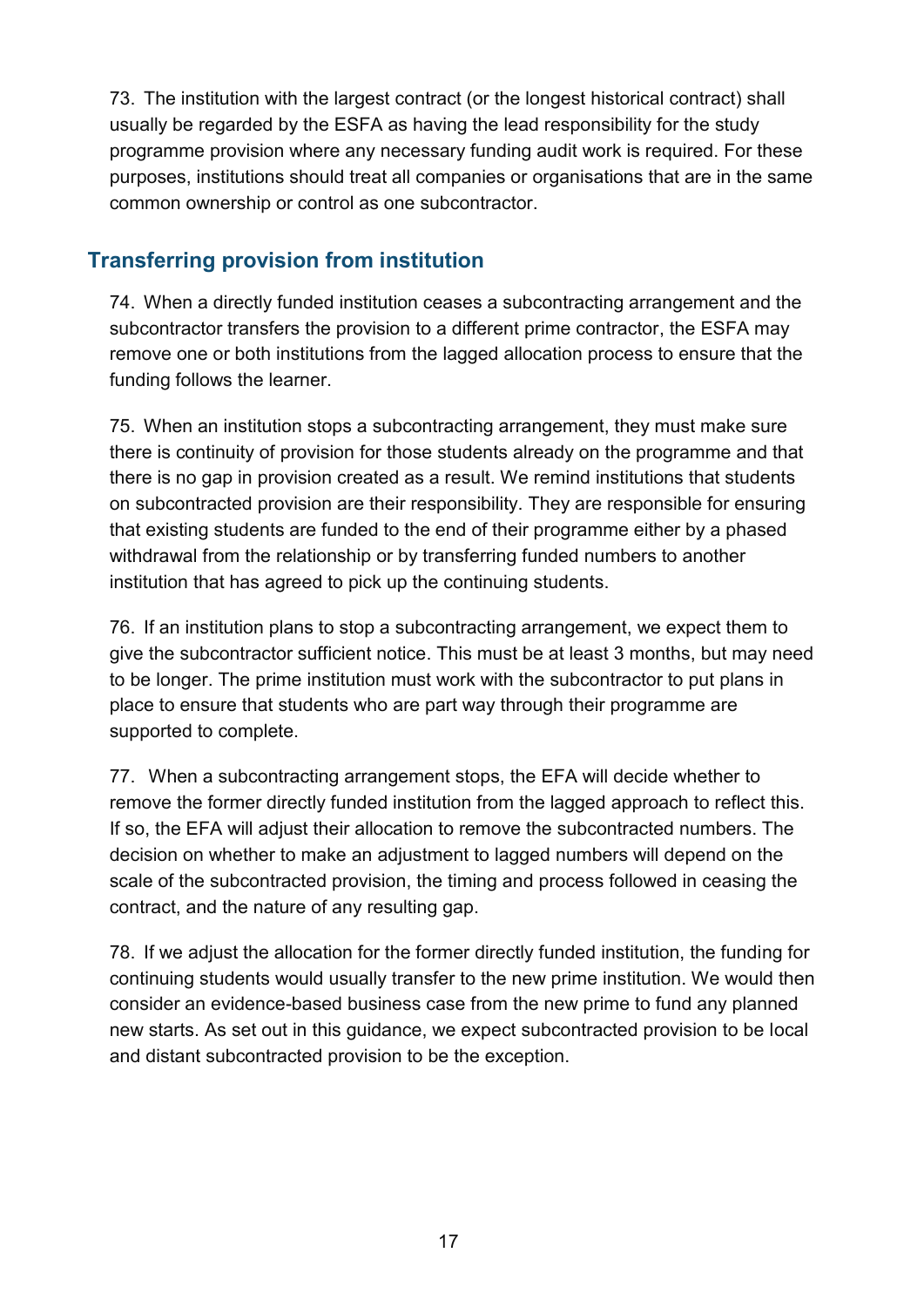73. The institution with the largest contract (or the longest historical contract) shall usually be regarded by the ESFA as having the lead responsibility for the study programme provision where any necessary funding audit work is required. For these purposes, institutions should treat all companies or organisations that are in the same common ownership or control as one subcontractor.

## Transferring provision from institution

74. When a directly funded institution ceases a subcontracting arrangement and the subcontractor transfers the provision to a different prime contractor, the ESFA may remove one or both institutions from the lagged allocation process to ensure that the funding follows the learner.

75. When an institution stops a subcontracting arrangement, they must make sure there is continuity of provision for those students already on the programme and that there is no gap in provision created as a result. We remind institutions that students on subcontracted provision are their responsibility. They are responsible for ensuring that existing students are funded to the end of their programme either by a phased withdrawal from the relationship or by transferring funded numbers to another institution that has agreed to pick up the continuing students.

76. If an institution plans to stop a subcontracting arrangement, we expect them to give the subcontractor sufficient notice. This must be at least 3 months, but may need to be longer. The prime institution must work with the subcontractor to put plans in place to ensure that students who are part way through their programme are supported to complete.

77. When a subcontracting arrangement stops, the EFA will decide whether to remove the former directly funded institution from the lagged approach to reflect this. If so, the EFA will adjust their allocation to remove the subcontracted numbers. The decision on whether to make an adjustment to lagged numbers will depend on the scale of the subcontracted provision, the timing and process followed in ceasing the contract, and the nature of any resulting gap.

78. If we adjust the allocation for the former directly funded institution, the funding for continuing students would usually transfer to the new prime institution. We would then consider an evidence-based business case from the new prime to fund any planned new starts. As set out in this guidance, we expect subcontracted provision to be local and distant subcontracted provision to be the exception.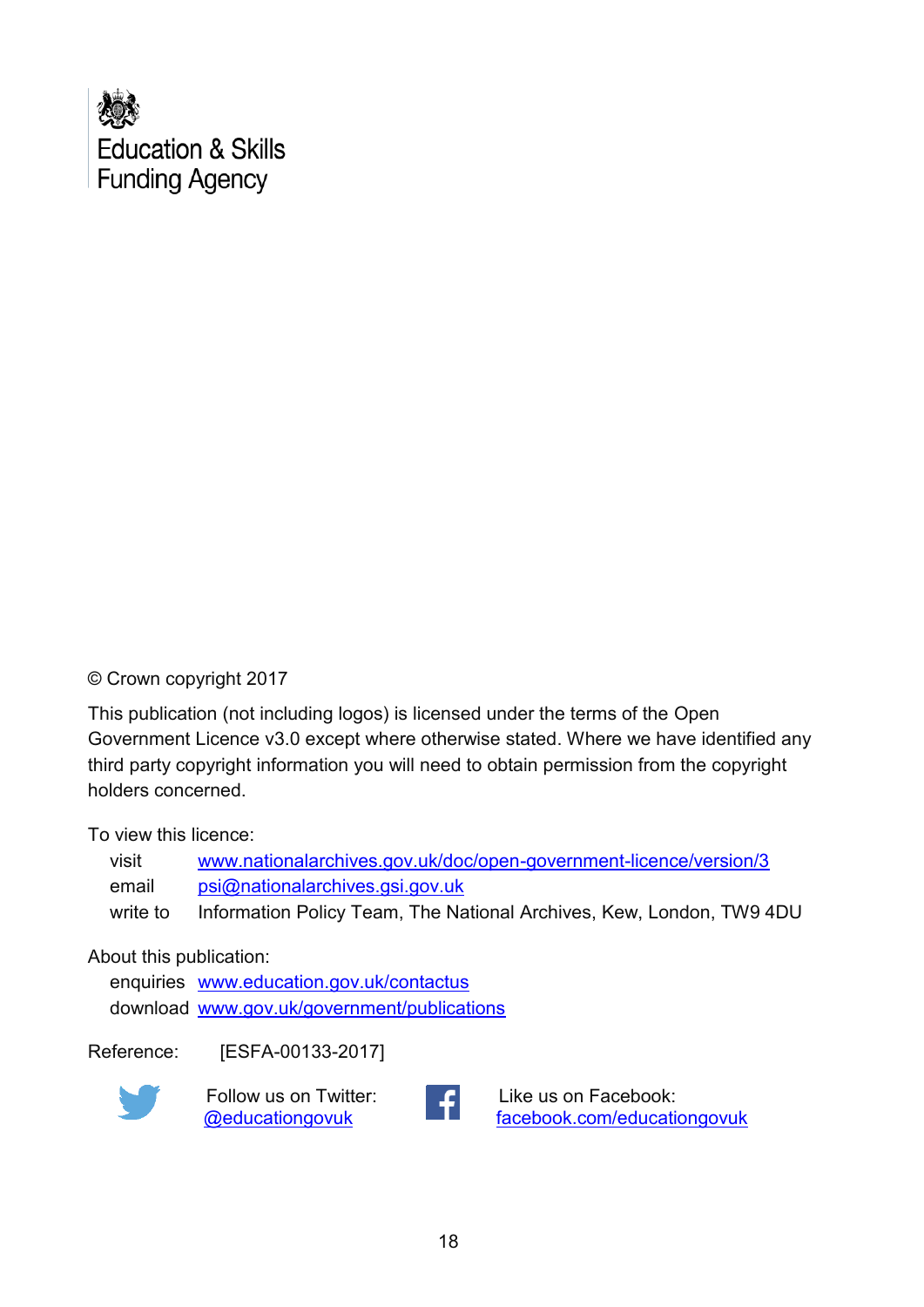Education & Skills
Funding Agency

© Crown copyright 2017

This publication (not including logos) is licensed under the terms of the Open Government Licence v3.0 except where otherwise stated. Where we have identified any third party copyright information you will need to obtain permission from the copyright holders concerned.

To view this licence:

visit www.nationalarchives.gov.uk/doc/open-government-licence/version/3
email psi@nationalarchives.gsi.gov.uk
write to Information Policy Team, The National Archives, Kew, London, TW9 4DU

About this publication:

enquiries www.education.gov.uk/contactus
download www.gov.uk/government/publications

Reference: [ESFA-00133-2017]

Follow us on Twitter: @educationgovuk

Like us on Facebook: facebook.com/educationgovuk